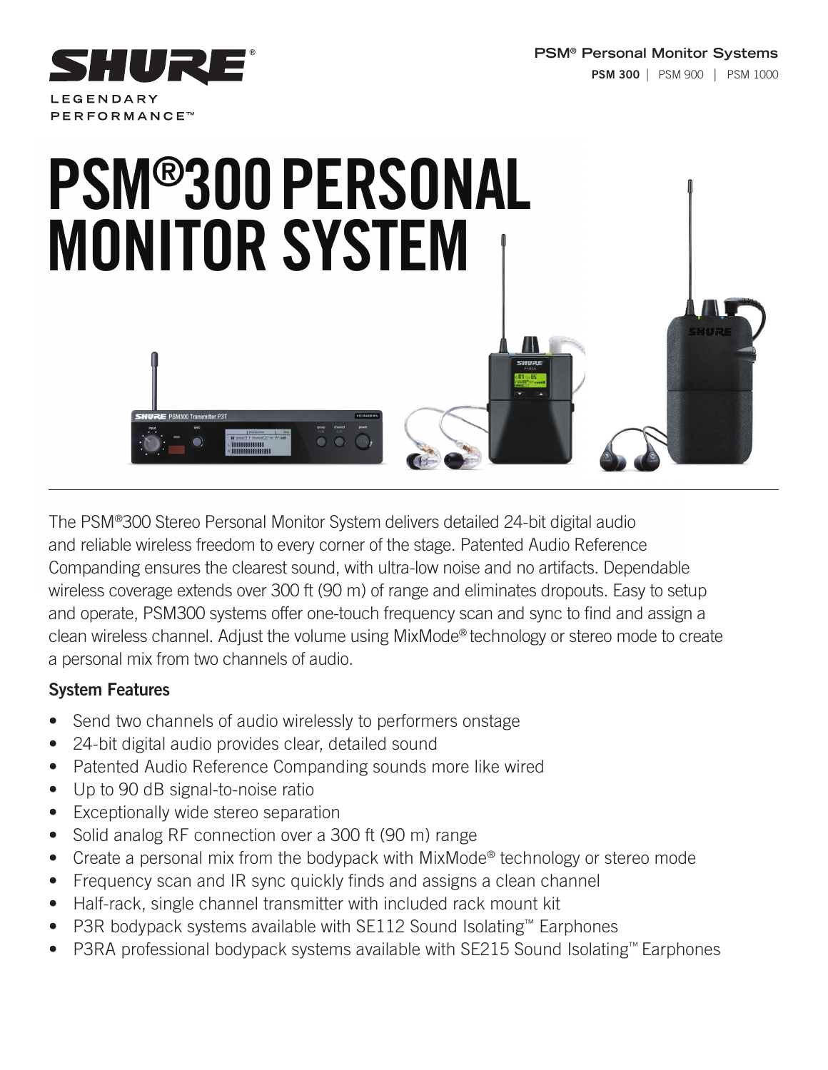# PSM®300 PERSONAL MONITOR SYSTEM

The PSM®300 Stereo Personal Monitor System delivers detailed 24-bit digital audio and reliable wireless freedom to every corner of the stage. Patented Audio Reference Companding ensures the clearest sound, with ultra-low noise and no artifacts. Dependable wireless coverage extends over 300 ft (90 m) of range and eliminates dropouts. Easy to setup and operate, PSM300 systems offer one-touch frequency scan and sync to find and assign a clean wireless channel. Adjust the volume using MixMode® technology or stereo mode to create a personal mix from two channels of audio.

## System Features

- Send two channels of audio wirelessly to performers onstage
- 24-bit digital audio provides clear, detailed sound
- Patented Audio Reference Companding sounds more like wired
- Up to 90 dB signal-to-noise ratio
- Exceptionally wide stereo separation
- Solid analog RF connection over a 300 ft (90 m) range
- Create a personal mix from the bodypack with MixMode® technology or stereo mode
- Frequency scan and IR sync quickly finds and assigns a clean channel
- Half-rack, single channel transmitter with included rack mount kit
- P3R bodypack systems available with SE112 Sound Isolating™ Earphones
- P3RA professional bodypack systems available with SE215 Sound Isolating™ Earphones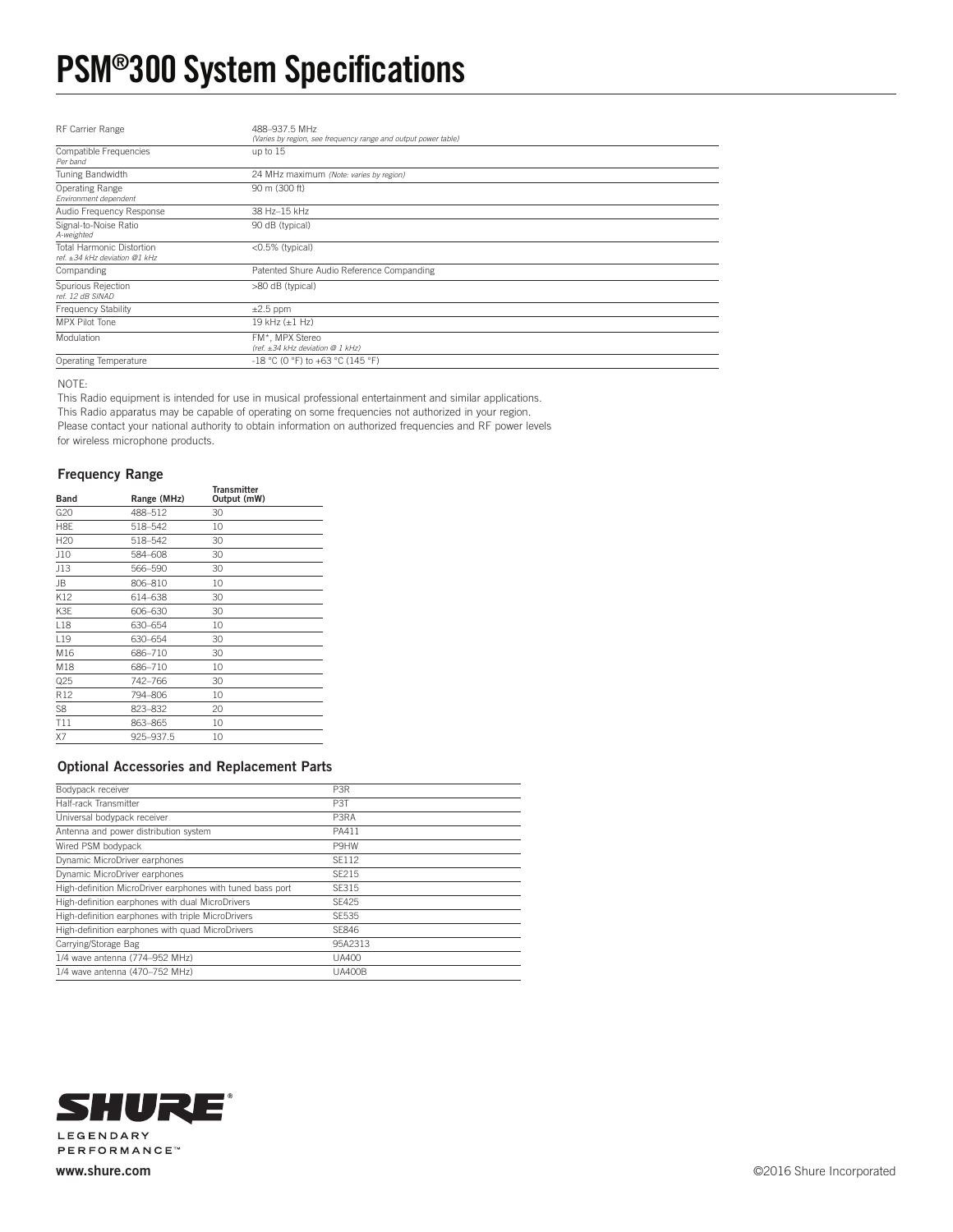# PSM®300 System Specifications

| | |
|---|---|
| RF Carrier Range | 488–937.5 MHz<br>*(Varies by region, see frequency range and output power table)* |
| Compatible Frequencies<br>*Per band* | up to 15 |
| Tuning Bandwidth | 24 MHz maximum *(Note: varies by region)* |
| Operating Range<br>*Environment dependent* | 90 m (300 ft) |
| Audio Frequency Response | 38 Hz–15 kHz |
| Signal-to-Noise Ratio<br>*A-weighted* | 90 dB (typical) |
| Total Harmonic Distortion<br>*ref. ±34 kHz deviation @1 kHz* | <0.5% (typical) |
| Companding | Patented Shure Audio Reference Companding |
| Spurious Rejection<br>*ref. 12 dB SINAD* | >80 dB (typical) |
| Frequency Stability | ±2.5 ppm |
| MPX Pilot Tone | 19 kHz (±1 Hz) |
| Modulation | FM*, MPX Stereo<br>*(ref. ±34 kHz deviation @ 1 kHz)* |
| Operating Temperature | -18 °C (0 °F) to +63 °C (145 °F) |

NOTE:

This Radio equipment is intended for use in musical professional entertainment and similar applications.
This Radio apparatus may be capable of operating on some frequencies not authorized in your region.
Please contact your national authority to obtain information on authorized frequencies and RF power levels for wireless microphone products.

### Frequency Range

| Band | Range (MHz) | Transmitter Output (mW) |
|---|---|---|
| G20 | 488–512 | 30 |
| H8E | 518–542 | 10 |
| H20 | 518–542 | 30 |
| J10 | 584–608 | 30 |
| J13 | 566–590 | 30 |
| JB | 806–810 | 10 |
| K12 | 614–638 | 30 |
| K3E | 606–630 | 30 |
| L18 | 630–654 | 10 |
| L19 | 630–654 | 30 |
| M16 | 686–710 | 30 |
| M18 | 686–710 | 10 |
| Q25 | 742–766 | 30 |
| R12 | 794–806 | 10 |
| S8 | 823–832 | 20 |
| T11 | 863–865 | 10 |
| X7 | 925–937.5 | 10 |

### Optional Accessories and Replacement Parts

| | |
|---|---|
| Bodypack receiver | P3R |
| Half-rack Transmitter | P3T |
| Universal bodypack receiver | P3RA |
| Antenna and power distribution system | PA411 |
| Wired PSM bodypack | P9HW |
| Dynamic MicroDriver earphones | SE112 |
| Dynamic MicroDriver earphones | SE215 |
| High-definition MicroDriver earphones with tuned bass port | SE315 |
| High-definition earphones with dual MicroDrivers | SE425 |
| High-definition earphones with triple MicroDrivers | SE535 |
| High-definition earphones with quad MicroDrivers | SE846 |
| Carrying/Storage Bag | 95A2313 |
| 1/4 wave antenna (774–952 MHz) | UA400 |
| 1/4 wave antenna (470–752 MHz) | UA400B |

SHURE® LEGENDARY PERFORMANCE™

www.shure.com

©2016 Shure Incorporated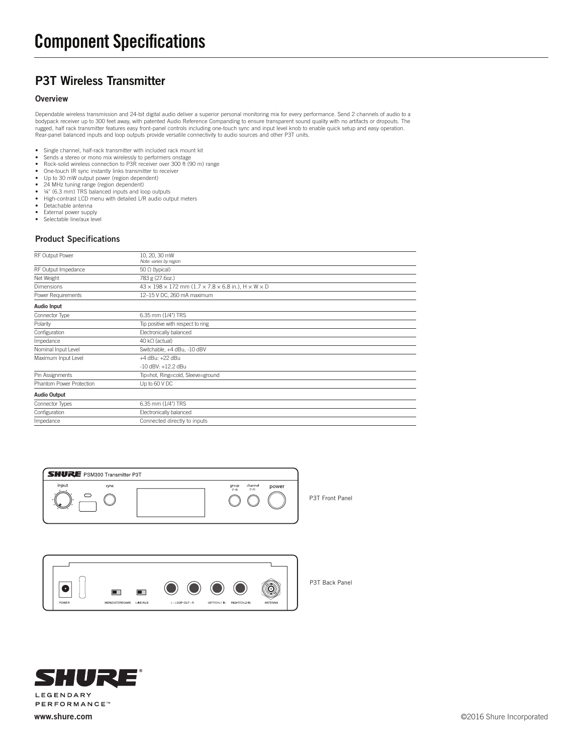# Component Specifications

## P3T Wireless Transmitter

### Overview

Dependable wireless transmission and 24-bit digital audio deliver a superior personal monitoring mix for every performance. Send 2 channels of audio to a bodypack receiver up to 300 feet away, with patented Audio Reference Companding to ensure transparent sound quality with no artifacts or dropouts. The rugged, half rack transmitter features easy front-panel controls including one-touch sync and input level knob to enable quick setup and easy operation. Rear-panel balanced inputs and loop outputs provide versatile connectivity to audio sources and other P3T units.

- Single channel, half-rack transmitter with included rack mount kit
- Sends a stereo or mono mix wirelessly to performers onstage
- Rock-solid wireless connection to P3R receiver over 300 ft (90 m) range
- One-touch IR sync instantly links transmitter to receiver
- Up to 30 mW output power (region dependent)
- 24 MHz tuning range (region dependent)
- ¼" (6.3 mm) TRS balanced inputs and loop outputs
- High-contrast LCD menu with detailed L/R audio output meters
- Detachable antenna
- External power supply
- Selectable line/aux level

### Product Specifications

| | |
|---|---|
| RF Output Power | 10, 20, 30 mW *Note: varies by region* |
| RF Output Impedance | 50 Ω (typical) |
| Net Weight | 783 g (27.6oz.) |
| Dimensions | 43 × 198 × 172 mm (1.7 × 7.8 × 6.8 in.), H × W × D |
| Power Requirements | 12–15 V DC, 260 mA maximum |
| **Audio Input** | |
| Connector Type | 6.35 mm (1/4") TRS |
| Polarity | Tip positive with respect to ring |
| Configuration | Electronically balanced |
| Impedance | 40 kΩ (actual) |
| Nominal Input Level | Switchable, +4 dBu, -10 dBV |
| Maximum Input Level | +4 dBu: +22 dBu<br>-10 dBV: +12.2 dBu |
| Pin Assignments | Tip=hot, Ring=cold, Sleeve=ground |
| Phantom Power Protection | Up to 60 V DC |
| **Audio Output** | |
| Connector Types | 6.35 mm (1/4") TRS |
| Configuration | Electronically balanced |
| Impedance | Connected directly to inputs |

SHURE PSM300 Transmitter P3T

input sync group (1-9) channel (1-2) power

P3T Front Panel

POWER MONO/STEREO-MX LINE/AUX L - LOOP OUT - R LEFT/CH.1 IN RIGHT/CH.2 IN ANTENNA

P3T Back Panel

SHURE®
LEGENDARY PERFORMANCE™

www.shure.com

©2016 Shure Incorporated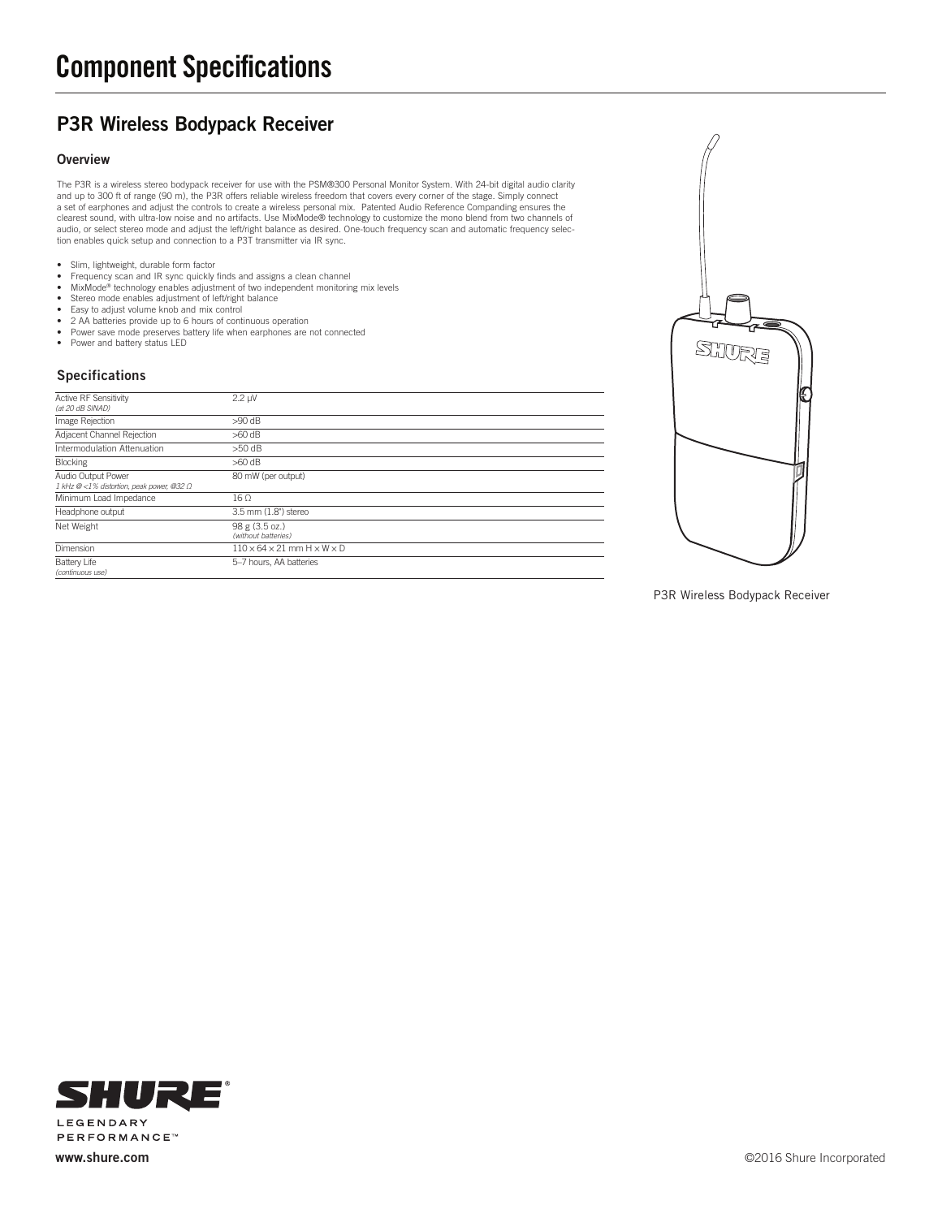# Component Specifications

## P3R Wireless Bodypack Receiver

### Overview

The P3R is a wireless stereo bodypack receiver for use with the PSM®300 Personal Monitor System. With 24-bit digital audio clarity and up to 300 ft of range (90 m), the P3R offers reliable wireless freedom that covers every corner of the stage. Simply connect a set of earphones and adjust the controls to create a wireless personal mix. Patented Audio Reference Companding ensures the clearest sound, with ultra-low noise and no artifacts. Use MixMode® technology to customize the mono blend from two channels of audio, or select stereo mode and adjust the left/right balance as desired. One-touch frequency scan and automatic frequency selection enables quick setup and connection to a P3T transmitter via IR sync.

- Slim, lightweight, durable form factor
- Frequency scan and IR sync quickly finds and assigns a clean channel
- MixMode® technology enables adjustment of two independent monitoring mix levels
- Stereo mode enables adjustment of left/right balance
- Easy to adjust volume knob and mix control
- 2 AA batteries provide up to 6 hours of continuous operation
- Power save mode preserves battery life when earphones are not connected
- Power and battery status LED

### Specifications

| | |
|---|---|
| Active RF Sensitivity *(at 20 dB SINAD)* | 2.2 µV |
| Image Rejection | >90 dB |
| Adjacent Channel Rejection | >60 dB |
| Intermodulation Attenuation | >50 dB |
| Blocking | >60 dB |
| Audio Output Power *1 kHz @ <1% distortion, peak power, @32 Ω* | 80 mW (per output) |
| Minimum Load Impedance | 16 Ω |
| Headphone output | 3.5 mm (1.8") stereo |
| Net Weight | 98 g (3.5 oz.) *(without batteries)* |
| Dimension | 110 × 64 × 21 mm H × W × D |
| Battery Life *(continuous use)* | 5–7 hours, AA batteries |

P3R Wireless Bodypack Receiver

www.shure.com

©2016 Shure Incorporated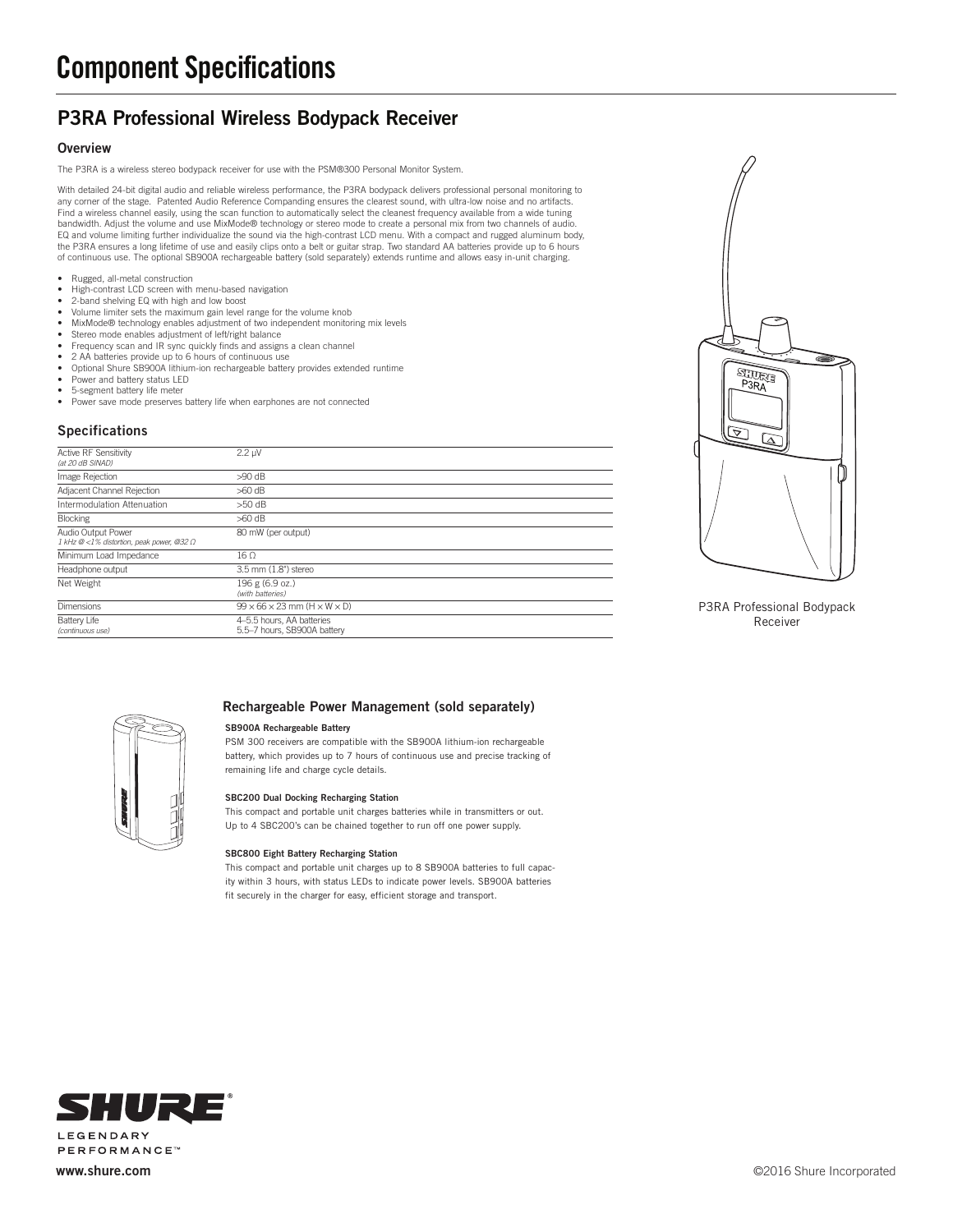# Component Specifications

## P3RA Professional Wireless Bodypack Receiver

### Overview

The P3RA is a wireless stereo bodypack receiver for use with the PSM®300 Personal Monitor System.

With detailed 24-bit digital audio and reliable wireless performance, the P3RA bodypack delivers professional personal monitoring to any corner of the stage. Patented Audio Reference Companding ensures the clearest sound, with ultra-low noise and no artifacts. Find a wireless channel easily, using the scan function to automatically select the cleanest frequency available from a wide tuning bandwidth. Adjust the volume and use MixMode® technology or stereo mode to create a personal mix from two channels of audio. EQ and volume limiting further individualize the sound via the high-contrast LCD menu. With a compact and rugged aluminum body, the P3RA ensures a long lifetime of use and easily clips onto a belt or guitar strap. Two standard AA batteries provide up to 6 hours of continuous use. The optional SB900A rechargeable battery (sold separately) extends runtime and allows easy in-unit charging.

- Rugged, all-metal construction
- High-contrast LCD screen with menu-based navigation
- 2-band shelving EQ with high and low boost
- Volume limiter sets the maximum gain level range for the volume knob
- MixMode® technology enables adjustment of two independent monitoring mix levels
- Stereo mode enables adjustment of left/right balance
- Frequency scan and IR sync quickly finds and assigns a clean channel
- 2 AA batteries provide up to 6 hours of continuous use
- Optional Shure SB900A lithium-ion rechargeable battery provides extended runtime
- Power and battery status LED
- 5-segment battery life meter
- Power save mode preserves battery life when earphones are not connected

### Specifications

| | |
|---|---|
| Active RF Sensitivity *(at 20 dB SINAD)* | 2.2 μV |
| Image Rejection | >90 dB |
| Adjacent Channel Rejection | >60 dB |
| Intermodulation Attenuation | >50 dB |
| Blocking | >60 dB |
| Audio Output Power *1 kHz @ <1% distortion, peak power, @32 Ω* | 80 mW (per output) |
| Minimum Load Impedance | 16 Ω |
| Headphone output | 3.5 mm (1.8") stereo |
| Net Weight | 196 g (6.9 oz.) *(with batteries)* |
| Dimensions | 99 × 66 × 23 mm (H × W × D) |
| Battery Life *(continuous use)* | 4–5.5 hours, AA batteries<br>5.5–7 hours, SB900A battery |

P3RA Professional Bodypack Receiver

### Rechargeable Power Management (sold separately)

**SB900A Rechargeable Battery**

PSM 300 receivers are compatible with the SB900A lithium-ion rechargeable battery, which provides up to 7 hours of continuous use and precise tracking of remaining life and charge cycle details.

**SBC200 Dual Docking Recharging Station**

This compact and portable unit charges batteries while in transmitters or out. Up to 4 SBC200's can be chained together to run off one power supply.

**SBC800 Eight Battery Recharging Station**

This compact and portable unit charges up to 8 SB900A batteries to full capacity within 3 hours, with status LEDs to indicate power levels. SB900A batteries fit securely in the charger for easy, efficient storage and transport.

SHURE® LEGENDARY PERFORMANCE™

www.shure.com

©2016 Shure Incorporated